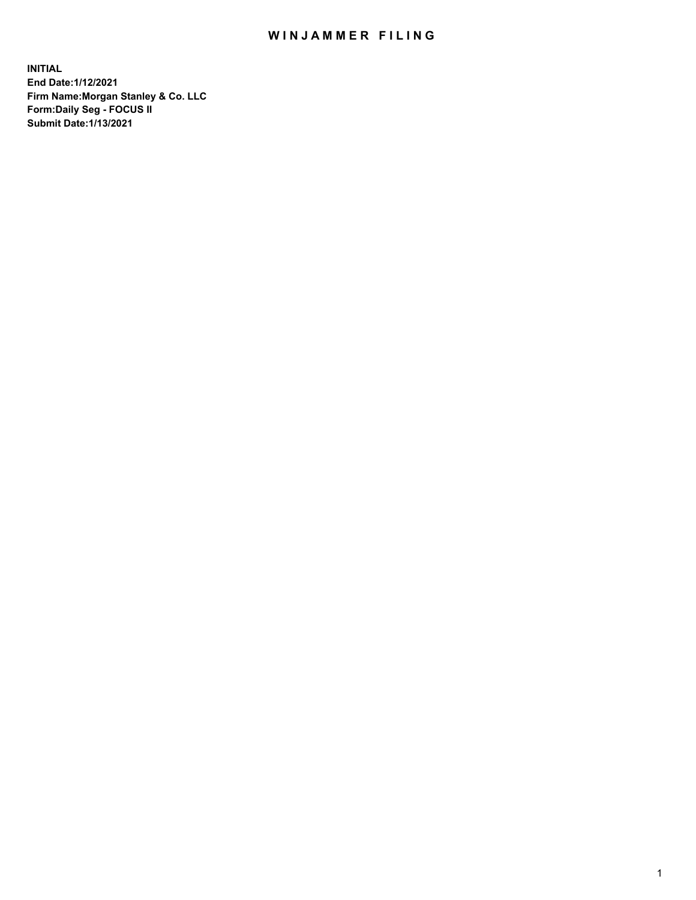# WINJAMMER FILING

**INITIAL**
**End Date:1/12/2021**
**Firm Name:Morgan Stanley & Co. LLC**
**Form:Daily Seg - FOCUS II**
**Submit Date:1/13/2021**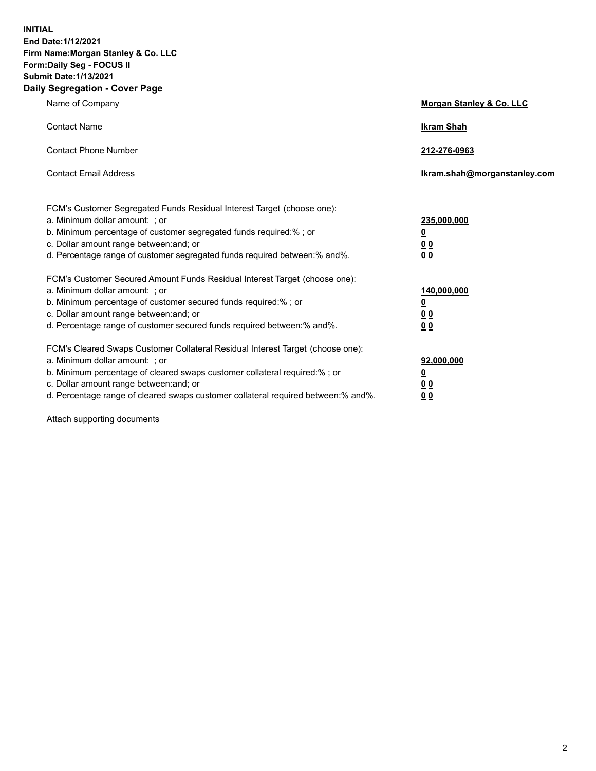**INITIAL**
**End Date:1/12/2021**
**Firm Name:Morgan Stanley & Co. LLC**
**Form:Daily Seg - FOCUS II**
**Submit Date:1/13/2021**

## Daily Segregation - Cover Page

| | |
|---|---|
| Name of Company | **Morgan Stanley & Co. LLC** |
| Contact Name | **Ikram Shah** |
| Contact Phone Number | **212-276-0963** |
| Contact Email Address | **Ikram.shah@morganstanley.com** |

| | |
|---|---|
| FCM's Customer Segregated Funds Residual Interest Target (choose one): | |
| a. Minimum dollar amount: ; or | **235,000,000** |
| b. Minimum percentage of customer segregated funds required:% ; or | **0** |
| c. Dollar amount range between:and; or | **0 0** |
| d. Percentage range of customer segregated funds required between:% and%. | **0 0** |
| FCM's Customer Secured Amount Funds Residual Interest Target (choose one): | |
| a. Minimum dollar amount: ; or | **140,000,000** |
| b. Minimum percentage of customer secured funds required:% ; or | **0** |
| c. Dollar amount range between:and; or | **0 0** |
| d. Percentage range of customer secured funds required between:% and%. | **0 0** |
| FCM's Cleared Swaps Customer Collateral Residual Interest Target (choose one): | |
| a. Minimum dollar amount: ; or | **92,000,000** |
| b. Minimum percentage of cleared swaps customer collateral required:% ; or | **0** |
| c. Dollar amount range between:and; or | **0 0** |
| d. Percentage range of cleared swaps customer collateral required between:% and%. | **0 0** |

Attach supporting documents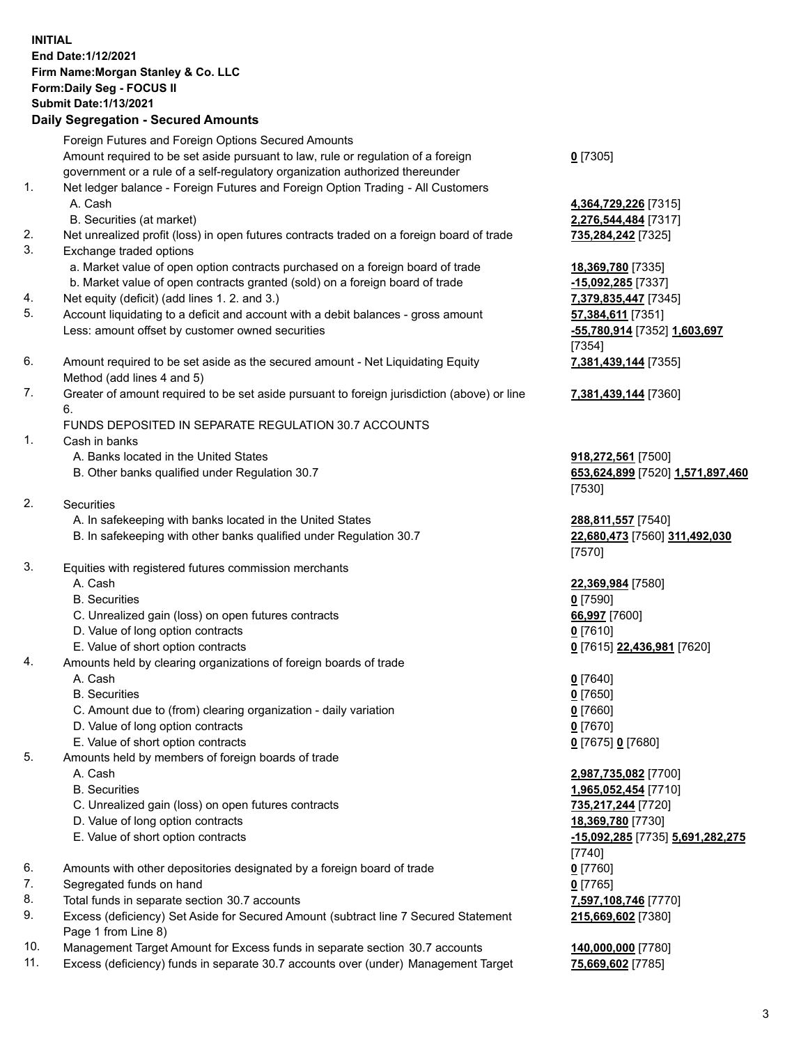**INITIAL**
**End Date:1/12/2021**
**Firm Name:Morgan Stanley & Co. LLC**
**Form:Daily Seg - FOCUS II**
**Submit Date:1/13/2021**

### Daily Segregation - Secured Amounts

| | | |
|---|---|---|
| | Foreign Futures and Foreign Options Secured Amounts | |
| | Amount required to be set aside pursuant to law, rule or regulation of a foreign government or a rule of a self-regulatory organization authorized thereunder | 0 [7305] |
| 1. | Net ledger balance - Foreign Futures and Foreign Option Trading - All Customers | |
| | A. Cash | 4,364,729,226 [7315] |
| | B. Securities (at market) | 2,276,544,484 [7317] |
| 2. | Net unrealized profit (loss) in open futures contracts traded on a foreign board of trade | 735,284,242 [7325] |
| 3. | Exchange traded options | |
| | a. Market value of open option contracts purchased on a foreign board of trade | 18,369,780 [7335] |
| | b. Market value of open contracts granted (sold) on a foreign board of trade | -15,092,285 [7337] |
| 4. | Net equity (deficit) (add lines 1. 2. and 3.) | 7,379,835,447 [7345] |
| 5. | Account liquidating to a deficit and account with a debit balances - gross amount | 57,384,611 [7351] |
| | Less: amount offset by customer owned securities | -55,780,914 [7352] 1,603,697 [7354] |
| 6. | Amount required to be set aside as the secured amount - Net Liquidating Equity Method (add lines 4 and 5) | 7,381,439,144 [7355] |
| 7. | Greater of amount required to be set aside pursuant to foreign jurisdiction (above) or line 6. | 7,381,439,144 [7360] |
| | FUNDS DEPOSITED IN SEPARATE REGULATION 30.7 ACCOUNTS | |
| 1. | Cash in banks | |
| | A. Banks located in the United States | 918,272,561 [7500] |
| | B. Other banks qualified under Regulation 30.7 | 653,624,899 [7520] 1,571,897,460 [7530] |
| 2. | Securities | |
| | A. In safekeeping with banks located in the United States | 288,811,557 [7540] |
| | B. In safekeeping with other banks qualified under Regulation 30.7 | 22,680,473 [7560] 311,492,030 [7570] |
| 3. | Equities with registered futures commission merchants | |
| | A. Cash | 22,369,984 [7580] |
| | B. Securities | 0 [7590] |
| | C. Unrealized gain (loss) on open futures contracts | 66,997 [7600] |
| | D. Value of long option contracts | 0 [7610] |
| | E. Value of short option contracts | 0 [7615] 22,436,981 [7620] |
| 4. | Amounts held by clearing organizations of foreign boards of trade | |
| | A. Cash | 0 [7640] |
| | B. Securities | 0 [7650] |
| | C. Amount due to (from) clearing organization - daily variation | 0 [7660] |
| | D. Value of long option contracts | 0 [7670] |
| | E. Value of short option contracts | 0 [7675] 0 [7680] |
| 5. | Amounts held by members of foreign boards of trade | |
| | A. Cash | 2,987,735,082 [7700] |
| | B. Securities | 1,965,052,454 [7710] |
| | C. Unrealized gain (loss) on open futures contracts | 735,217,244 [7720] |
| | D. Value of long option contracts | 18,369,780 [7730] |
| | E. Value of short option contracts | -15,092,285 [7735] 5,691,282,275 [7740] |
| 6. | Amounts with other depositories designated by a foreign board of trade | 0 [7760] |
| 7. | Segregated funds on hand | 0 [7765] |
| 8. | Total funds in separate section 30.7 accounts | 7,597,108,746 [7770] |
| 9. | Excess (deficiency) Set Aside for Secured Amount (subtract line 7 Secured Statement Page 1 from Line 8) | 215,669,602 [7380] |
| 10. | Management Target Amount for Excess funds in separate section 30.7 accounts | 140,000,000 [7780] |
| 11. | Excess (deficiency) funds in separate 30.7 accounts over (under) Management Target | 75,669,602 [7785] |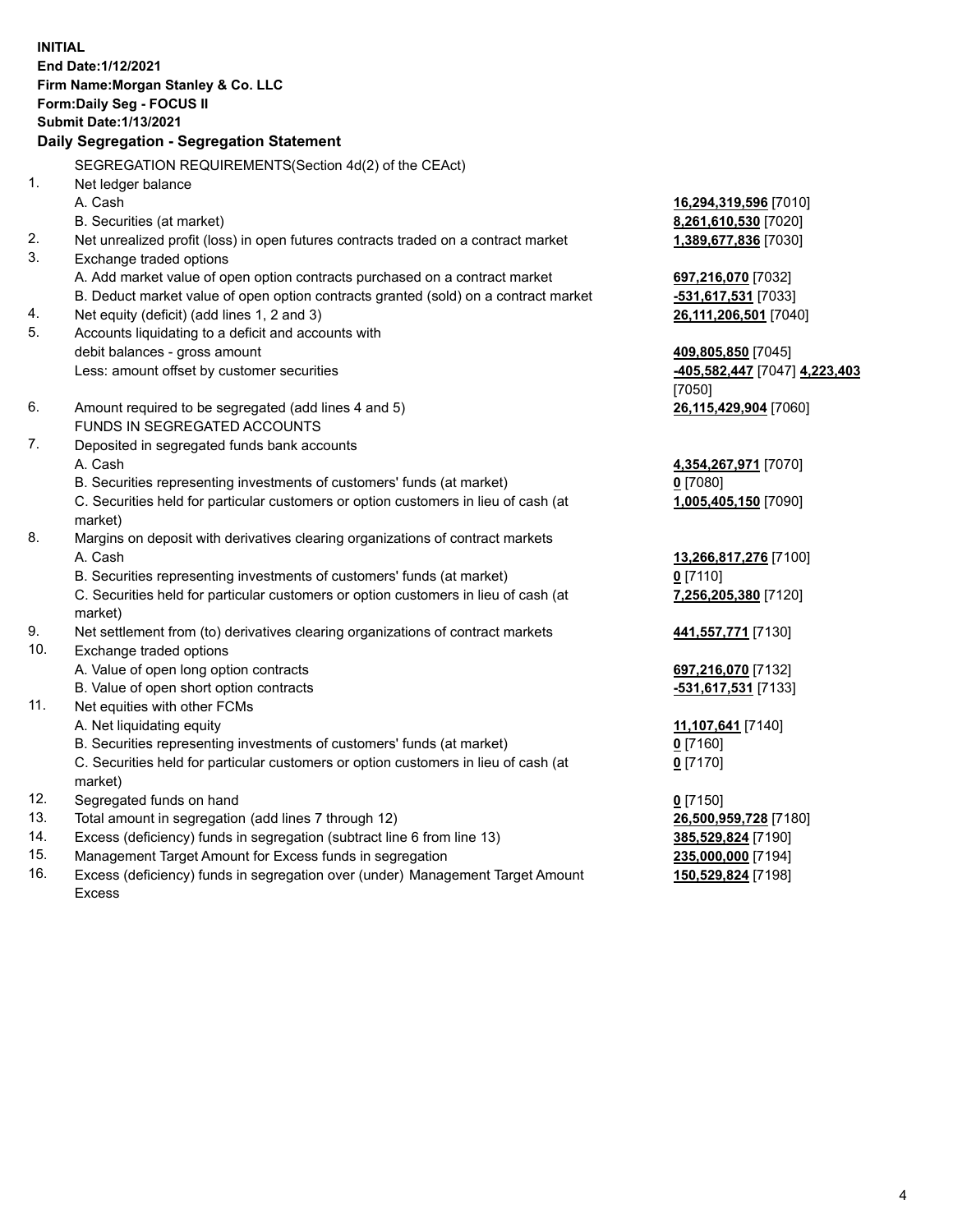**INITIAL**
**End Date:1/12/2021**
**Firm Name:Morgan Stanley & Co. LLC**
**Form:Daily Seg - FOCUS II**
**Submit Date:1/13/2021**

**Daily Segregation - Segregation Statement**

SEGREGATION REQUIREMENTS(Section 4d(2) of the CEAct)

| | | |
|---|---|---|
| 1. | Net ledger balance | |
| | A. Cash | **16,294,319,596** [7010] |
| | B. Securities (at market) | **8,261,610,530** [7020] |
| 2. | Net unrealized profit (loss) in open futures contracts traded on a contract market | **1,389,677,836** [7030] |
| 3. | Exchange traded options | |
| | A. Add market value of open option contracts purchased on a contract market | **697,216,070** [7032] |
| | B. Deduct market value of open option contracts granted (sold) on a contract market | **-531,617,531** [7033] |
| 4. | Net equity (deficit) (add lines 1, 2 and 3) | **26,111,206,501** [7040] |
| 5. | Accounts liquidating to a deficit and accounts with debit balances - gross amount | **409,805,850** [7045] |
| | Less: amount offset by customer securities | **-405,582,447** [7047] **4,223,403** [7050] |
| 6. | Amount required to be segregated (add lines 4 and 5) | **26,115,429,904** [7060] |
| | FUNDS IN SEGREGATED ACCOUNTS | |
| 7. | Deposited in segregated funds bank accounts | |
| | A. Cash | **4,354,267,971** [7070] |
| | B. Securities representing investments of customers' funds (at market) | **0** [7080] |
| | C. Securities held for particular customers or option customers in lieu of cash (at market) | **1,005,405,150** [7090] |
| 8. | Margins on deposit with derivatives clearing organizations of contract markets | |
| | A. Cash | **13,266,817,276** [7100] |
| | B. Securities representing investments of customers' funds (at market) | **0** [7110] |
| | C. Securities held for particular customers or option customers in lieu of cash (at market) | **7,256,205,380** [7120] |
| 9. | Net settlement from (to) derivatives clearing organizations of contract markets | **441,557,771** [7130] |
| 10. | Exchange traded options | |
| | A. Value of open long option contracts | **697,216,070** [7132] |
| | B. Value of open short option contracts | **-531,617,531** [7133] |
| 11. | Net equities with other FCMs | |
| | A. Net liquidating equity | **11,107,641** [7140] |
| | B. Securities representing investments of customers' funds (at market) | **0** [7160] |
| | C. Securities held for particular customers or option customers in lieu of cash (at market) | **0** [7170] |
| 12. | Segregated funds on hand | **0** [7150] |
| 13. | Total amount in segregation (add lines 7 through 12) | **26,500,959,728** [7180] |
| 14. | Excess (deficiency) funds in segregation (subtract line 6 from line 13) | **385,529,824** [7190] |
| 15. | Management Target Amount for Excess funds in segregation | **235,000,000** [7194] |
| 16. | Excess (deficiency) funds in segregation over (under) Management Target Amount Excess | **150,529,824** [7198] |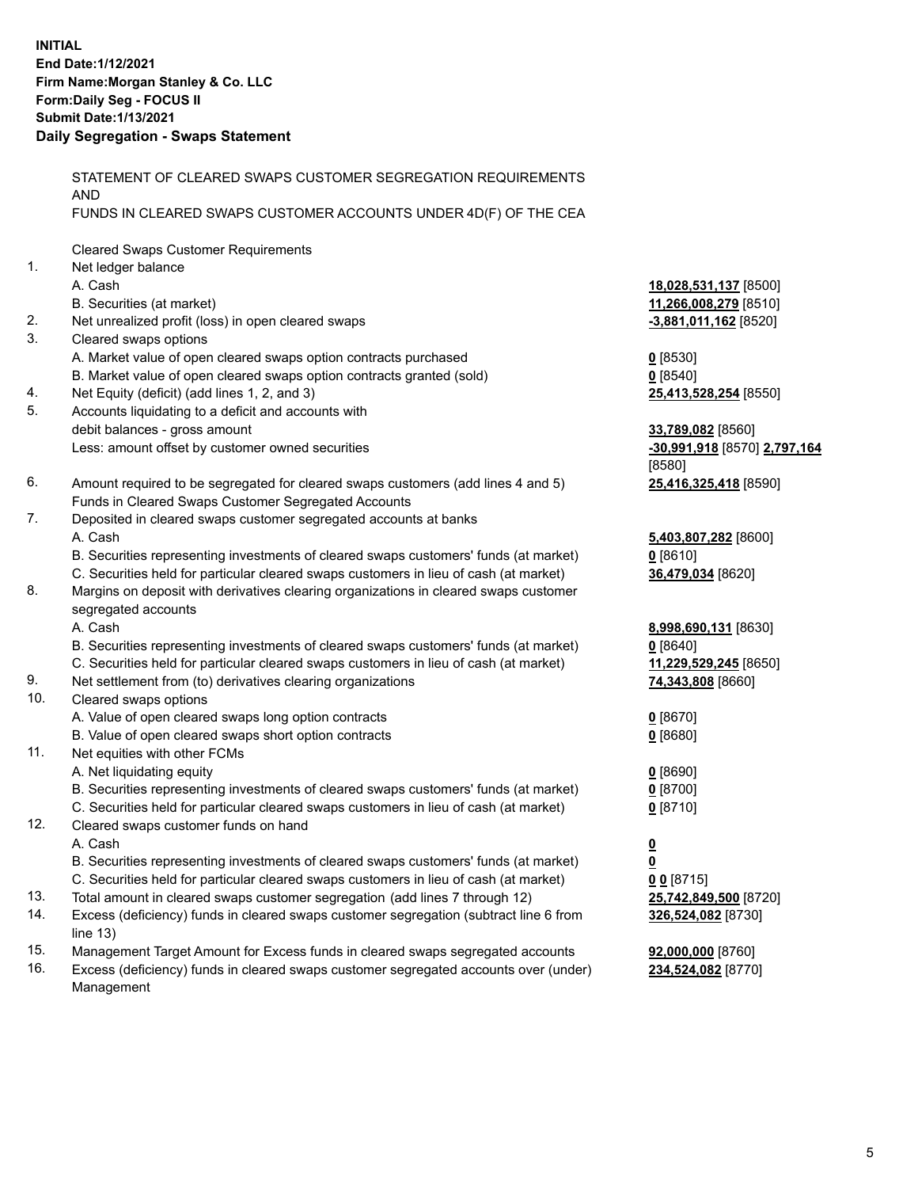**INITIAL**
**End Date:1/12/2021**
**Firm Name:Morgan Stanley & Co. LLC**
**Form:Daily Seg - FOCUS II**
**Submit Date:1/13/2021**
**Daily Segregation - Swaps Statement**

STATEMENT OF CLEARED SWAPS CUSTOMER SEGREGATION REQUIREMENTS AND FUNDS IN CLEARED SWAPS CUSTOMER ACCOUNTS UNDER 4D(F) OF THE CEA

| | | |
|---|---|---|
| | Cleared Swaps Customer Requirements | |
| 1. | Net ledger balance | |
| | A. Cash | **18,028,531,137** [8500] |
| | B. Securities (at market) | **11,266,008,279** [8510] |
| 2. | Net unrealized profit (loss) in open cleared swaps | **-3,881,011,162** [8520] |
| 3. | Cleared swaps options | |
| | A. Market value of open cleared swaps option contracts purchased | **0** [8530] |
| | B. Market value of open cleared swaps option contracts granted (sold) | **0** [8540] |
| 4. | Net Equity (deficit) (add lines 1, 2, and 3) | **25,413,528,254** [8550] |
| 5. | Accounts liquidating to a deficit and accounts with debit balances - gross amount | **33,789,082** [8560] |
| | Less: amount offset by customer owned securities | **-30,991,918** [8570] **2,797,164** [8580] |
| 6. | Amount required to be segregated for cleared swaps customers (add lines 4 and 5) | **25,416,325,418** [8590] |
| | Funds in Cleared Swaps Customer Segregated Accounts | |
| 7. | Deposited in cleared swaps customer segregated accounts at banks | |
| | A. Cash | **5,403,807,282** [8600] |
| | B. Securities representing investments of cleared swaps customers' funds (at market) | **0** [8610] |
| | C. Securities held for particular cleared swaps customers in lieu of cash (at market) | **36,479,034** [8620] |
| 8. | Margins on deposit with derivatives clearing organizations in cleared swaps customer segregated accounts | |
| | A. Cash | **8,998,690,131** [8630] |
| | B. Securities representing investments of cleared swaps customers' funds (at market) | **0** [8640] |
| | C. Securities held for particular cleared swaps customers in lieu of cash (at market) | **11,229,529,245** [8650] |
| 9. | Net settlement from (to) derivatives clearing organizations | **74,343,808** [8660] |
| 10. | Cleared swaps options | |
| | A. Value of open cleared swaps long option contracts | **0** [8670] |
| | B. Value of open cleared swaps short option contracts | **0** [8680] |
| 11. | Net equities with other FCMs | |
| | A. Net liquidating equity | **0** [8690] |
| | B. Securities representing investments of cleared swaps customers' funds (at market) | **0** [8700] |
| | C. Securities held for particular cleared swaps customers in lieu of cash (at market) | **0** [8710] |
| 12. | Cleared swaps customer funds on hand | |
| | A. Cash | **0** |
| | B. Securities representing investments of cleared swaps customers' funds (at market) | **0** |
| | C. Securities held for particular cleared swaps customers in lieu of cash (at market) | **0** **0** [8715] |
| 13. | Total amount in cleared swaps customer segregation (add lines 7 through 12) | **25,742,849,500** [8720] |
| 14. | Excess (deficiency) funds in cleared swaps customer segregation (subtract line 6 from line 13) | **326,524,082** [8730] |
| 15. | Management Target Amount for Excess funds in cleared swaps segregated accounts | **92,000,000** [8760] |
| 16. | Excess (deficiency) funds in cleared swaps customer segregated accounts over (under) Management | **234,524,082** [8770] |